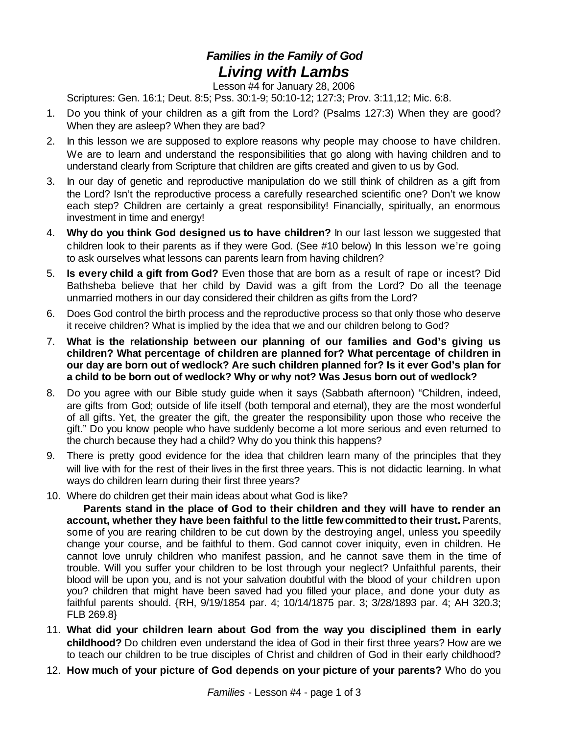# *Families in the Family of God*

# *Living with Lambs*

Lesson #4 for January 28, 2006

Scriptures: Gen. 16:1; Deut. 8:5; Pss. 30:1-9; 50:10-12; 127:3; Prov. 3:11,12; Mic. 6:8.

1. Do you think of your children as a gift from the Lord? (Psalms 127:3) When they are good? When they are asleep? When they are bad?
2. In this lesson we are supposed to explore reasons why people may choose to have children. We are to learn and understand the responsibilities that go along with having children and to understand clearly from Scripture that children are gifts created and given to us by God.
3. In our day of genetic and reproductive manipulation do we still think of children as a gift from the Lord? Isn't the reproductive process a carefully researched scientific one? Don't we know each step? Children are certainly a great responsibility! Financially, spiritually, an enormous investment in time and energy!
4. **Why do you think God designed us to have children?** In our last lesson we suggested that children look to their parents as if they were God. (See #10 below) In this lesson we're going to ask ourselves what lessons can parents learn from having children?
5. **Is every child a gift from God?** Even those that are born as a result of rape or incest? Did Bathsheba believe that her child by David was a gift from the Lord? Do all the teenage unmarried mothers in our day considered their children as gifts from the Lord?
6. Does God control the birth process and the reproductive process so that only those who deserve it receive children? What is implied by the idea that we and our children belong to God?
7. **What is the relationship between our planning of our families and God's giving us children? What percentage of children are planned for? What percentage of children in our day are born out of wedlock? Are such children planned for? Is it ever God's plan for a child to be born out of wedlock? Why or why not? Was Jesus born out of wedlock?**
8. Do you agree with our Bible study guide when it says (Sabbath afternoon) "Children, indeed, are gifts from God; outside of life itself (both temporal and eternal), they are the most wonderful of all gifts. Yet, the greater the gift, the greater the responsibility upon those who receive the gift." Do you know people who have suddenly become a lot more serious and even returned to the church because they had a child? Why do you think this happens?
9. There is pretty good evidence for the idea that children learn many of the principles that they will live with for the rest of their lives in the first three years. This is not didactic learning. In what ways do children learn during their first three years?
10. Where do children get their main ideas about what God is like?

    **Parents stand in the place of God to their children and they will have to render an account, whether they have been faithful to the little few committed to their trust.** Parents, some of you are rearing children to be cut down by the destroying angel, unless you speedily change your course, and be faithful to them. God cannot cover iniquity, even in children. He cannot love unruly children who manifest passion, and he cannot save them in the time of trouble. Will you suffer your children to be lost through your neglect? Unfaithful parents, their blood will be upon you, and is not your salvation doubtful with the blood of your children upon you? children that might have been saved had you filled your place, and done your duty as faithful parents should. {RH, 9/19/1854 par. 4; 10/14/1875 par. 3; 3/28/1893 par. 4; AH 320.3; FLB 269.8}
11. **What did your children learn about God from the way you disciplined them in early childhood?** Do children even understand the idea of God in their first three years? How are we to teach our children to be true disciples of Christ and children of God in their early childhood?
12. **How much of your picture of God depends on your picture of your parents?** Who do you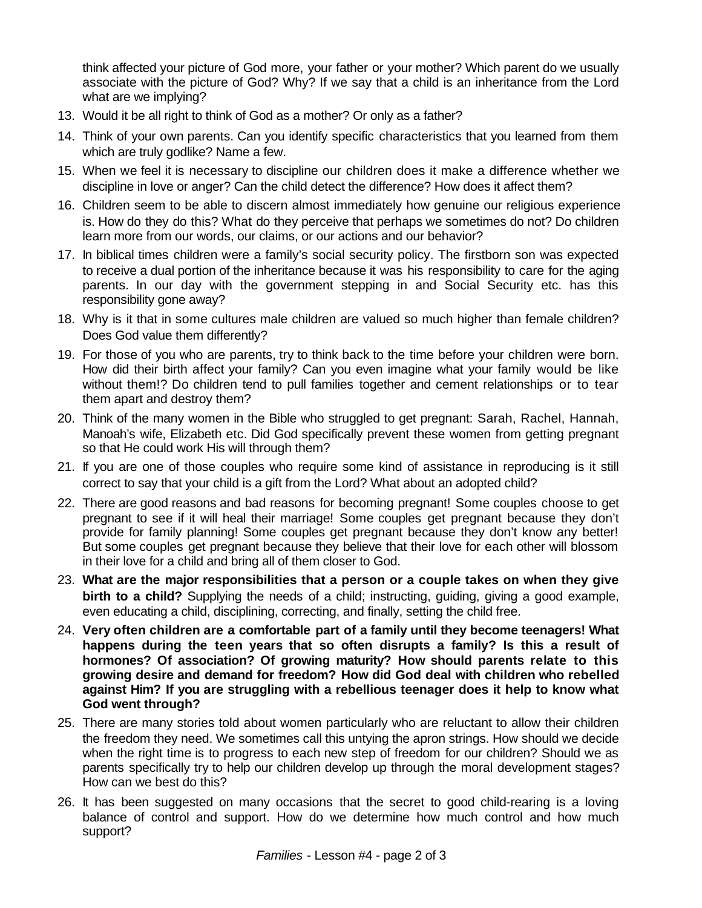think affected your picture of God more, your father or your mother? Which parent do we usually associate with the picture of God? Why? If we say that a child is an inheritance from the Lord what are we implying?

13. Would it be all right to think of God as a mother? Or only as a father?
14. Think of your own parents. Can you identify specific characteristics that you learned from them which are truly godlike? Name a few.
15. When we feel it is necessary to discipline our children does it make a difference whether we discipline in love or anger? Can the child detect the difference? How does it affect them?
16. Children seem to be able to discern almost immediately how genuine our religious experience is. How do they do this? What do they perceive that perhaps we sometimes do not? Do children learn more from our words, our claims, or our actions and our behavior?
17. In biblical times children were a family's social security policy. The firstborn son was expected to receive a dual portion of the inheritance because it was his responsibility to care for the aging parents. In our day with the government stepping in and Social Security etc. has this responsibility gone away?
18. Why is it that in some cultures male children are valued so much higher than female children? Does God value them differently?
19. For those of you who are parents, try to think back to the time before your children were born. How did their birth affect your family? Can you even imagine what your family would be like without them!? Do children tend to pull families together and cement relationships or to tear them apart and destroy them?
20. Think of the many women in the Bible who struggled to get pregnant: Sarah, Rachel, Hannah, Manoah's wife, Elizabeth etc. Did God specifically prevent these women from getting pregnant so that He could work His will through them?
21. If you are one of those couples who require some kind of assistance in reproducing is it still correct to say that your child is a gift from the Lord? What about an adopted child?
22. There are good reasons and bad reasons for becoming pregnant! Some couples choose to get pregnant to see if it will heal their marriage! Some couples get pregnant because they don't provide for family planning! Some couples get pregnant because they don't know any better! But some couples get pregnant because they believe that their love for each other will blossom in their love for a child and bring all of them closer to God.
23. **What are the major responsibilities that a person or a couple takes on when they give birth to a child?** Supplying the needs of a child; instructing, guiding, giving a good example, even educating a child, disciplining, correcting, and finally, setting the child free.
24. **Very often children are a comfortable part of a family until they become teenagers! What happens during the teen years that so often disrupts a family? Is this a result of hormones? Of association? Of growing maturity? How should parents relate to this growing desire and demand for freedom? How did God deal with children who rebelled against Him? If you are struggling with a rebellious teenager does it help to know what God went through?**
25. There are many stories told about women particularly who are reluctant to allow their children the freedom they need. We sometimes call this untying the apron strings. How should we decide when the right time is to progress to each new step of freedom for our children? Should we as parents specifically try to help our children develop up through the moral development stages? How can we best do this?
26. It has been suggested on many occasions that the secret to good child-rearing is a loving balance of control and support. How do we determine how much control and how much support?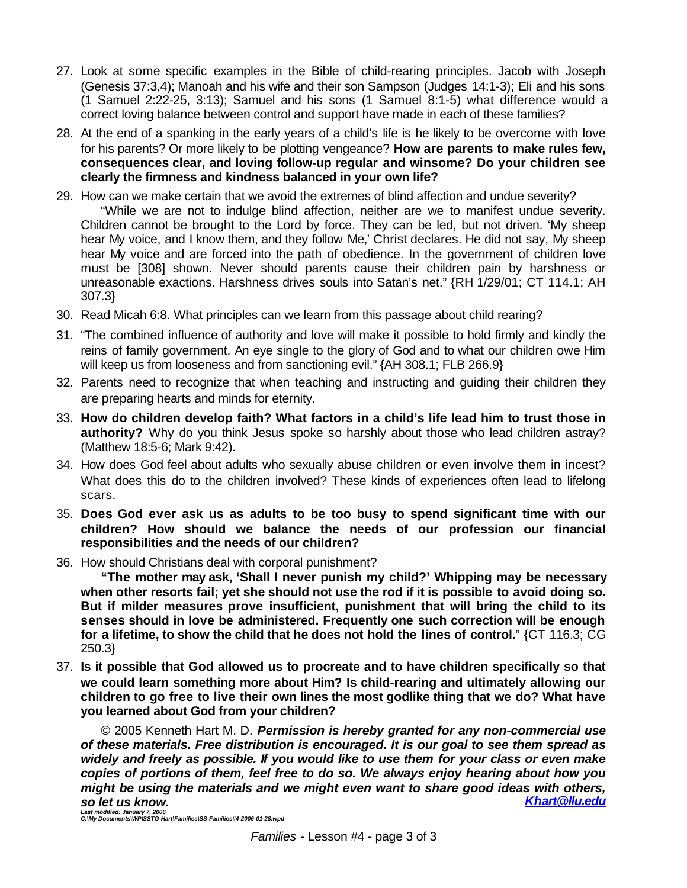27. Look at some specific examples in the Bible of child-rearing principles. Jacob with Joseph (Genesis 37:3,4); Manoah and his wife and their son Sampson (Judges 14:1-3); Eli and his sons (1 Samuel 2:22-25, 3:13); Samuel and his sons (1 Samuel 8:1-5) what difference would a correct loving balance between control and support have made in each of these families?

28. At the end of a spanking in the early years of a child's life is he likely to be overcome with love for his parents? Or more likely to be plotting vengeance? **How are parents to make rules few, consequences clear, and loving follow-up regular and winsome? Do your children see clearly the firmness and kindness balanced in your own life?**

29. How can we make certain that we avoid the extremes of blind affection and undue severity?

    "While we are not to indulge blind affection, neither are we to manifest undue severity. Children cannot be brought to the Lord by force. They can be led, but not driven. 'My sheep hear My voice, and I know them, and they follow Me,' Christ declares. He did not say, My sheep hear My voice and are forced into the path of obedience. In the government of children love must be [308] shown. Never should parents cause their children pain by harshness or unreasonable exactions. Harshness drives souls into Satan's net." {RH 1/29/01; CT 114.1; AH 307.3}

30. Read Micah 6:8. What principles can we learn from this passage about child rearing?

31. "The combined influence of authority and love will make it possible to hold firmly and kindly the reins of family government. An eye single to the glory of God and to what our children owe Him will keep us from looseness and from sanctioning evil." {AH 308.1; FLB 266.9}

32. Parents need to recognize that when teaching and instructing and guiding their children they are preparing hearts and minds for eternity.

33. **How do children develop faith? What factors in a child's life lead him to trust those in authority?** Why do you think Jesus spoke so harshly about those who lead children astray? (Matthew 18:5-6; Mark 9:42).

34. How does God feel about adults who sexually abuse children or even involve them in incest? What does this do to the children involved? These kinds of experiences often lead to lifelong scars.

35. **Does God ever ask us as adults to be too busy to spend significant time with our children? How should we balance the needs of our profession our financial responsibilities and the needs of our children?**

36. How should Christians deal with corporal punishment?

    **"The mother may ask, 'Shall I never punish my child?' Whipping may be necessary when other resorts fail; yet she should not use the rod if it is possible to avoid doing so. But if milder measures prove insufficient, punishment that will bring the child to its senses should in love be administered. Frequently one such correction will be enough for a lifetime, to show the child that he does not hold the lines of control.**" {CT 116.3; CG 250.3}

37. **Is it possible that God allowed us to procreate and to have children specifically so that we could learn something more about Him? Is child-rearing and ultimately allowing our children to go free to live their own lines the most godlike thing that we do? What have you learned about God from your children?**

© 2005 Kenneth Hart M. D. ***Permission is hereby granted for any non-commercial use of these materials. Free distribution is encouraged. It is our goal to see them spread as widely and freely as possible. If you would like to use them for your class or even make copies of portions of them, feel free to do so. We always enjoy hearing about how you might be using the materials and we might even want to share good ideas with others, so let us know.*** ***Khart@llu.edu***

***Last modified: January 7, 2006***
***C:\My Documents\WP\SSTG-Hart\Families\SS-Families#4-2006-01-28.wpd***